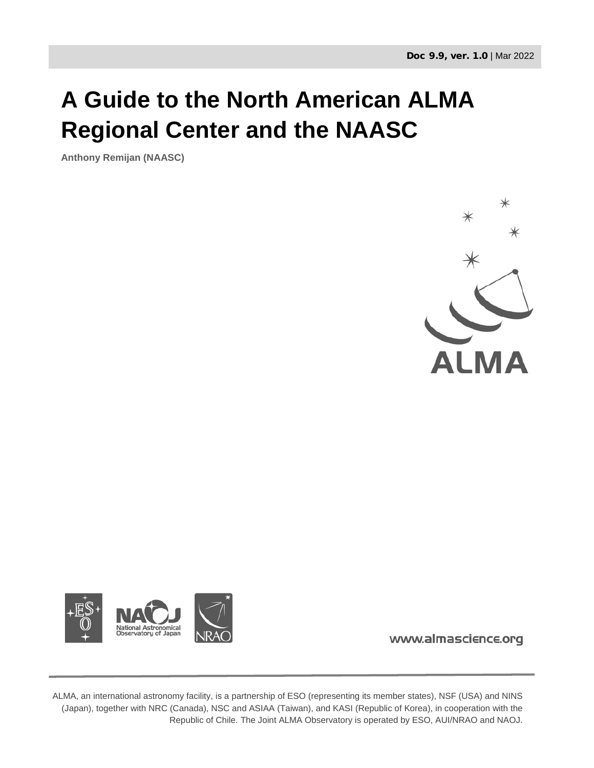**Doc 9.9, ver. 1.0** | Mar 2022

# A Guide to the North American ALMA Regional Center and the NAASC

**Anthony Remijan (NAASC)**

www.almascience.org

ALMA, an international astronomy facility, is a partnership of ESO (representing its member states), NSF (USA) and NINS (Japan), together with NRC (Canada), NSC and ASIAA (Taiwan), and KASI (Republic of Korea), in cooperation with the Republic of Chile. The Joint ALMA Observatory is operated by ESO, AUI/NRAO and NAOJ.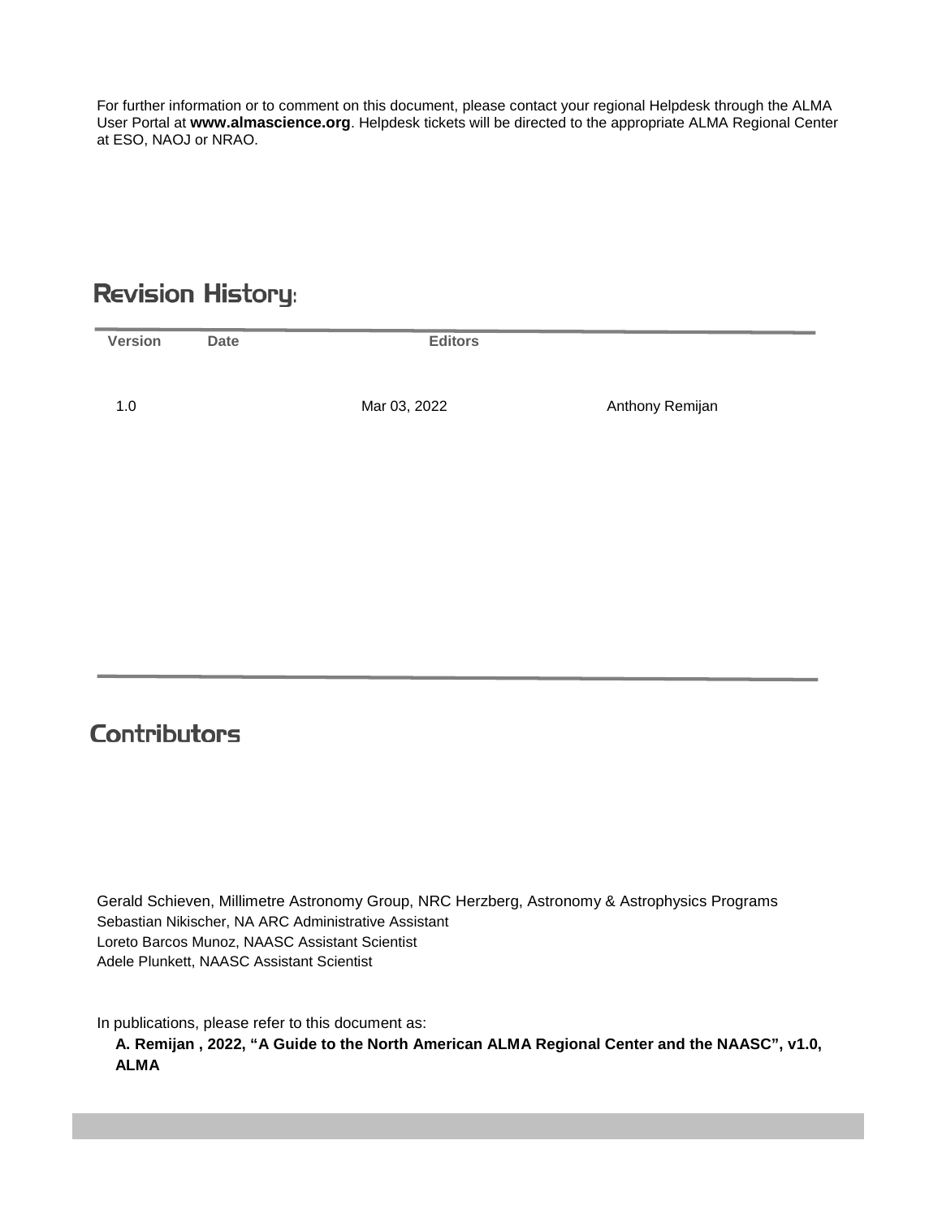For further information or to comment on this document, please contact your regional Helpdesk through the ALMA User Portal at **www.almascience.org**. Helpdesk tickets will be directed to the appropriate ALMA Regional Center at ESO, NAOJ or NRAO.

## Revision History:

| Version | Date | Editors |
| --- | --- | --- |
| 1.0 | Mar 03, 2022 | Anthony Remijan |

## Contributors

Gerald Schieven, Millimetre Astronomy Group, NRC Herzberg, Astronomy & Astrophysics Programs
Sebastian Nikischer, NA ARC Administrative Assistant
Loreto Barcos Munoz, NAASC Assistant Scientist
Adele Plunkett, NAASC Assistant Scientist

In publications, please refer to this document as:

**A. Remijan , 2022, "A Guide to the North American ALMA Regional Center and the NAASC", v1.0, ALMA**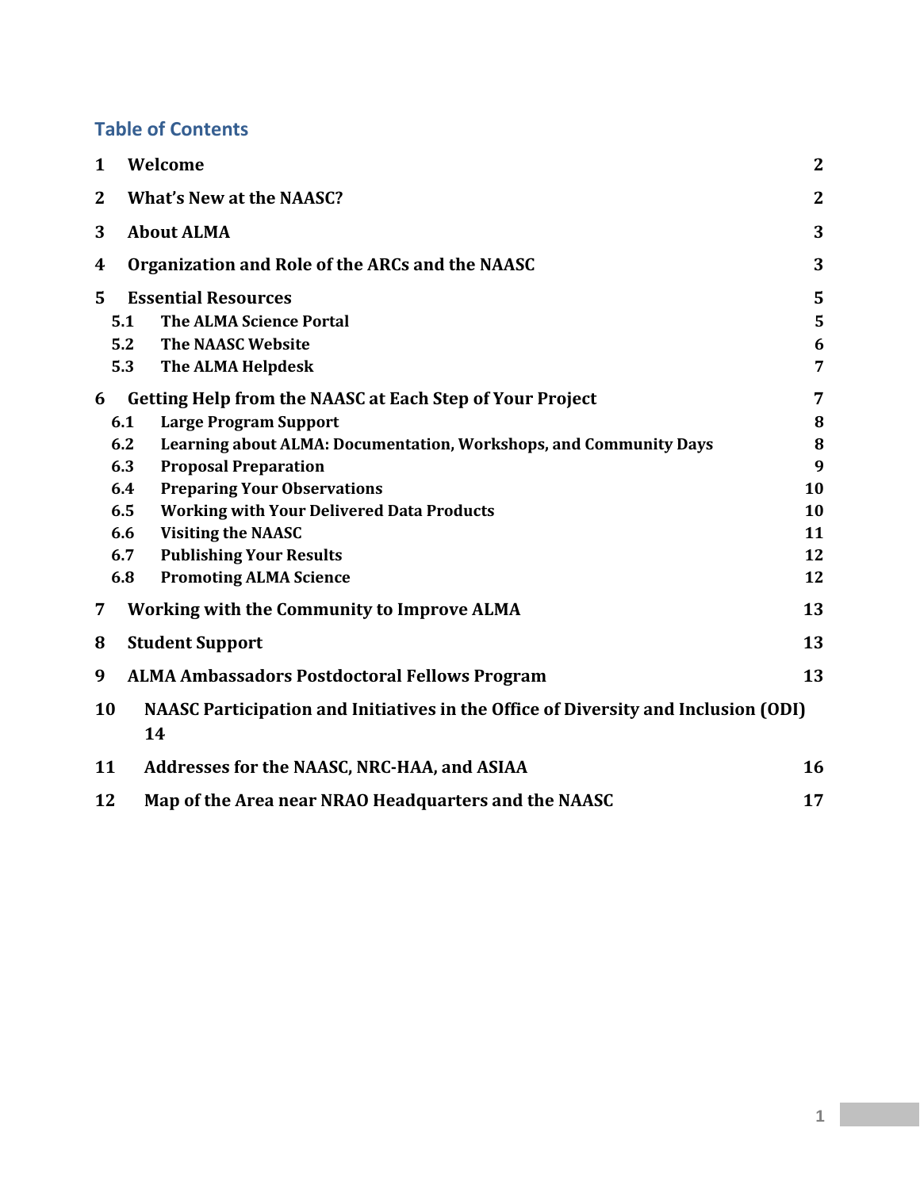## Table of Contents

| | | |
|---|---|---|
| **1** | **Welcome** | **2** |
| **2** | **What's New at the NAASC?** | **2** |
| **3** | **About ALMA** | **3** |
| **4** | **Organization and Role of the ARCs and the NAASC** | **3** |
| **5** | **Essential Resources** | **5** |
| **5.1** | **The ALMA Science Portal** | **5** |
| **5.2** | **The NAASC Website** | **6** |
| **5.3** | **The ALMA Helpdesk** | **7** |
| **6** | **Getting Help from the NAASC at Each Step of Your Project** | **7** |
| **6.1** | **Large Program Support** | **8** |
| **6.2** | **Learning about ALMA: Documentation, Workshops, and Community Days** | **8** |
| **6.3** | **Proposal Preparation** | **9** |
| **6.4** | **Preparing Your Observations** | **10** |
| **6.5** | **Working with Your Delivered Data Products** | **10** |
| **6.6** | **Visiting the NAASC** | **11** |
| **6.7** | **Publishing Your Results** | **12** |
| **6.8** | **Promoting ALMA Science** | **12** |
| **7** | **Working with the Community to Improve ALMA** | **13** |
| **8** | **Student Support** | **13** |
| **9** | **ALMA Ambassadors Postdoctoral Fellows Program** | **13** |
| **10** | **NAASC Participation and Initiatives in the Office of Diversity and Inclusion (ODI)** | **14** |
| **11** | **Addresses for the NAASC, NRC-HAA, and ASIAA** | **16** |
| **12** | **Map of the Area near NRAO Headquarters and the NAASC** | **17** |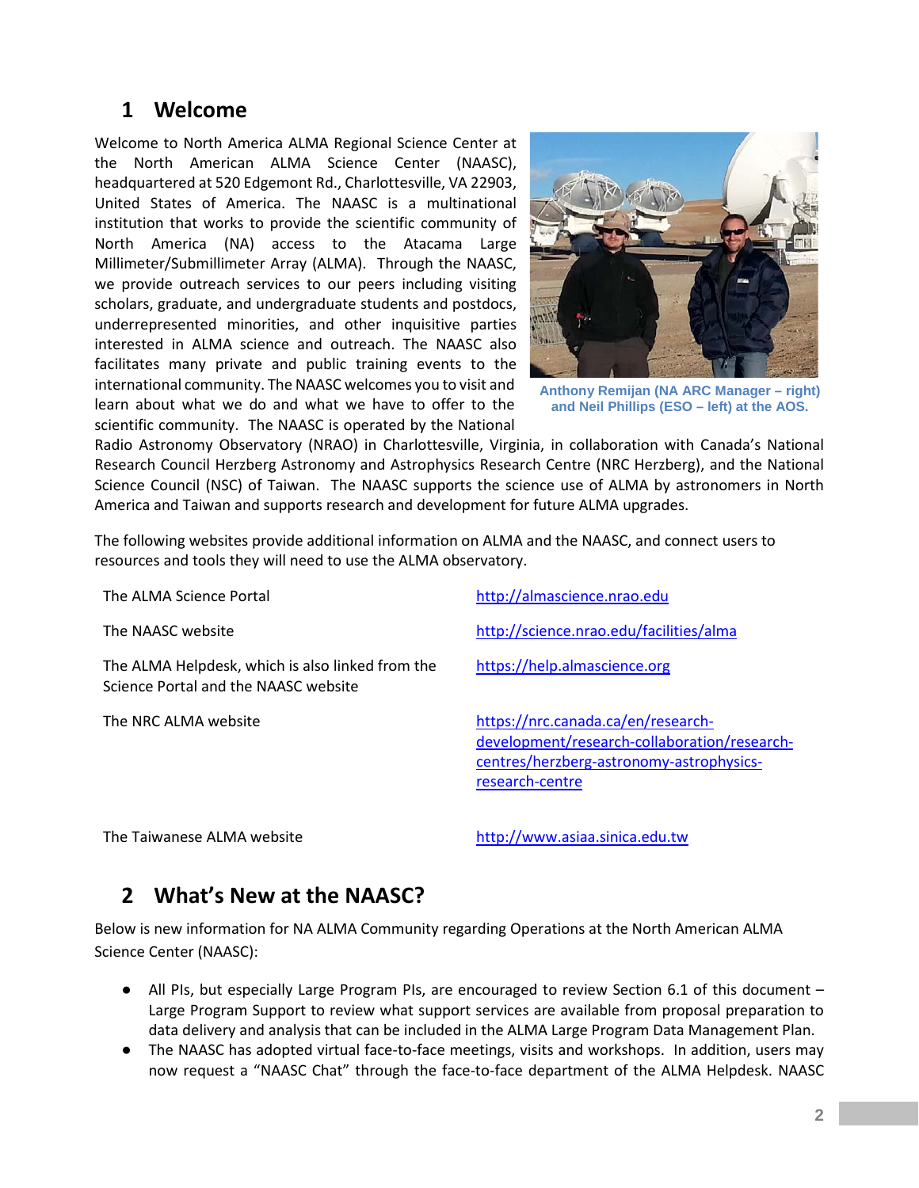## 1 Welcome

Welcome to North America ALMA Regional Science Center at the North American ALMA Science Center (NAASC), headquartered at 520 Edgemont Rd., Charlottesville, VA 22903, United States of America. The NAASC is a multinational institution that works to provide the scientific community of North America (NA) access to the Atacama Large Millimeter/Submillimeter Array (ALMA). Through the NAASC, we provide outreach services to our peers including visiting scholars, graduate, and undergraduate students and postdocs, underrepresented minorities, and other inquisitive parties interested in ALMA science and outreach. The NAASC also facilitates many private and public training events to the international community. The NAASC welcomes you to visit and learn about what we do and what we have to offer to the scientific community. The NAASC is operated by the National Radio Astronomy Observatory (NRAO) in Charlottesville, Virginia, in collaboration with Canada's National Research Council Herzberg Astronomy and Astrophysics Research Centre (NRC Herzberg), and the National Science Council (NSC) of Taiwan. The NAASC supports the science use of ALMA by astronomers in North America and Taiwan and supports research and development for future ALMA upgrades.

Anthony Remijan (NA ARC Manager – right) and Neil Phillips (ESO – left) at the AOS.

The following websites provide additional information on ALMA and the NAASC, and connect users to resources and tools they will need to use the ALMA observatory.

| | |
|---|---|
| The ALMA Science Portal | http://almascience.nrao.edu |
| The NAASC website | http://science.nrao.edu/facilities/alma |
| The ALMA Helpdesk, which is also linked from the Science Portal and the NAASC website | https://help.almascience.org |
| The NRC ALMA website | https://nrc.canada.ca/en/research-development/research-collaboration/research-centres/herzberg-astronomy-astrophysics-research-centre |
| The Taiwanese ALMA website | http://www.asiaa.sinica.edu.tw |

## 2 What's New at the NAASC?

Below is new information for NA ALMA Community regarding Operations at the North American ALMA Science Center (NAASC):

- All PIs, but especially Large Program PIs, are encouraged to review Section 6.1 of this document – Large Program Support to review what support services are available from proposal preparation to data delivery and analysis that can be included in the ALMA Large Program Data Management Plan.
- The NAASC has adopted virtual face-to-face meetings, visits and workshops. In addition, users may now request a "NAASC Chat" through the face-to-face department of the ALMA Helpdesk. NAASC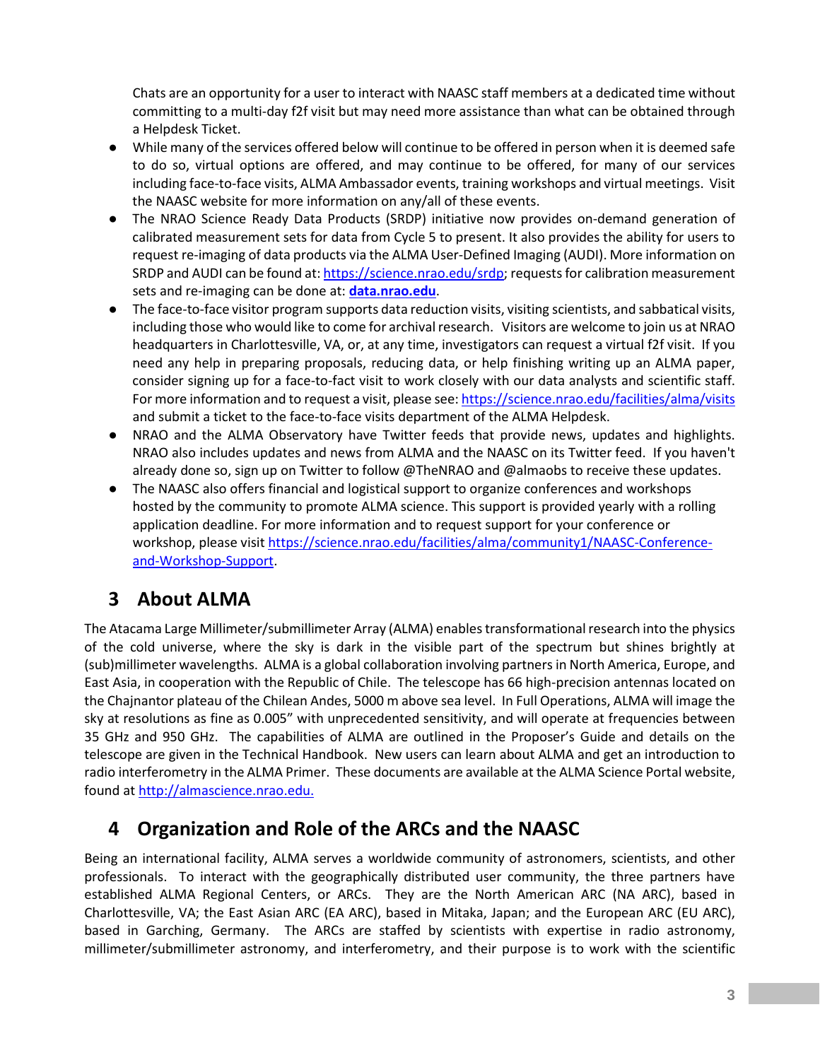Chats are an opportunity for a user to interact with NAASC staff members at a dedicated time without committing to a multi-day f2f visit but may need more assistance than what can be obtained through a Helpdesk Ticket.

- While many of the services offered below will continue to be offered in person when it is deemed safe to do so, virtual options are offered, and may continue to be offered, for many of our services including face-to-face visits, ALMA Ambassador events, training workshops and virtual meetings. Visit the NAASC website for more information on any/all of these events.
- The NRAO Science Ready Data Products (SRDP) initiative now provides on-demand generation of calibrated measurement sets for data from Cycle 5 to present. It also provides the ability for users to request re-imaging of data products via the ALMA User-Defined Imaging (AUDI). More information on SRDP and AUDI can be found at: https://science.nrao.edu/srdp; requests for calibration measurement sets and re-imaging can be done at: **data.nrao.edu**.
- The face-to-face visitor program supports data reduction visits, visiting scientists, and sabbatical visits, including those who would like to come for archival research. Visitors are welcome to join us at NRAO headquarters in Charlottesville, VA, or, at any time, investigators can request a virtual f2f visit. If you need any help in preparing proposals, reducing data, or help finishing writing up an ALMA paper, consider signing up for a face-to-fact visit to work closely with our data analysts and scientific staff. For more information and to request a visit, please see: https://science.nrao.edu/facilities/alma/visits and submit a ticket to the face-to-face visits department of the ALMA Helpdesk.
- NRAO and the ALMA Observatory have Twitter feeds that provide news, updates and highlights. NRAO also includes updates and news from ALMA and the NAASC on its Twitter feed. If you haven't already done so, sign up on Twitter to follow @TheNRAO and @almaobs to receive these updates.
- The NAASC also offers financial and logistical support to organize conferences and workshops hosted by the community to promote ALMA science. This support is provided yearly with a rolling application deadline. For more information and to request support for your conference or workshop, please visit https://science.nrao.edu/facilities/alma/community1/NAASC-Conference-and-Workshop-Support.

# 3 About ALMA

The Atacama Large Millimeter/submillimeter Array (ALMA) enables transformational research into the physics of the cold universe, where the sky is dark in the visible part of the spectrum but shines brightly at (sub)millimeter wavelengths. ALMA is a global collaboration involving partners in North America, Europe, and East Asia, in cooperation with the Republic of Chile. The telescope has 66 high-precision antennas located on the Chajnantor plateau of the Chilean Andes, 5000 m above sea level. In Full Operations, ALMA will image the sky at resolutions as fine as 0.005" with unprecedented sensitivity, and will operate at frequencies between 35 GHz and 950 GHz. The capabilities of ALMA are outlined in the Proposer's Guide and details on the telescope are given in the Technical Handbook. New users can learn about ALMA and get an introduction to radio interferometry in the ALMA Primer. These documents are available at the ALMA Science Portal website, found at http://almascience.nrao.edu.

# 4 Organization and Role of the ARCs and the NAASC

Being an international facility, ALMA serves a worldwide community of astronomers, scientists, and other professionals. To interact with the geographically distributed user community, the three partners have established ALMA Regional Centers, or ARCs. They are the North American ARC (NA ARC), based in Charlottesville, VA; the East Asian ARC (EA ARC), based in Mitaka, Japan; and the European ARC (EU ARC), based in Garching, Germany. The ARCs are staffed by scientists with expertise in radio astronomy, millimeter/submillimeter astronomy, and interferometry, and their purpose is to work with the scientific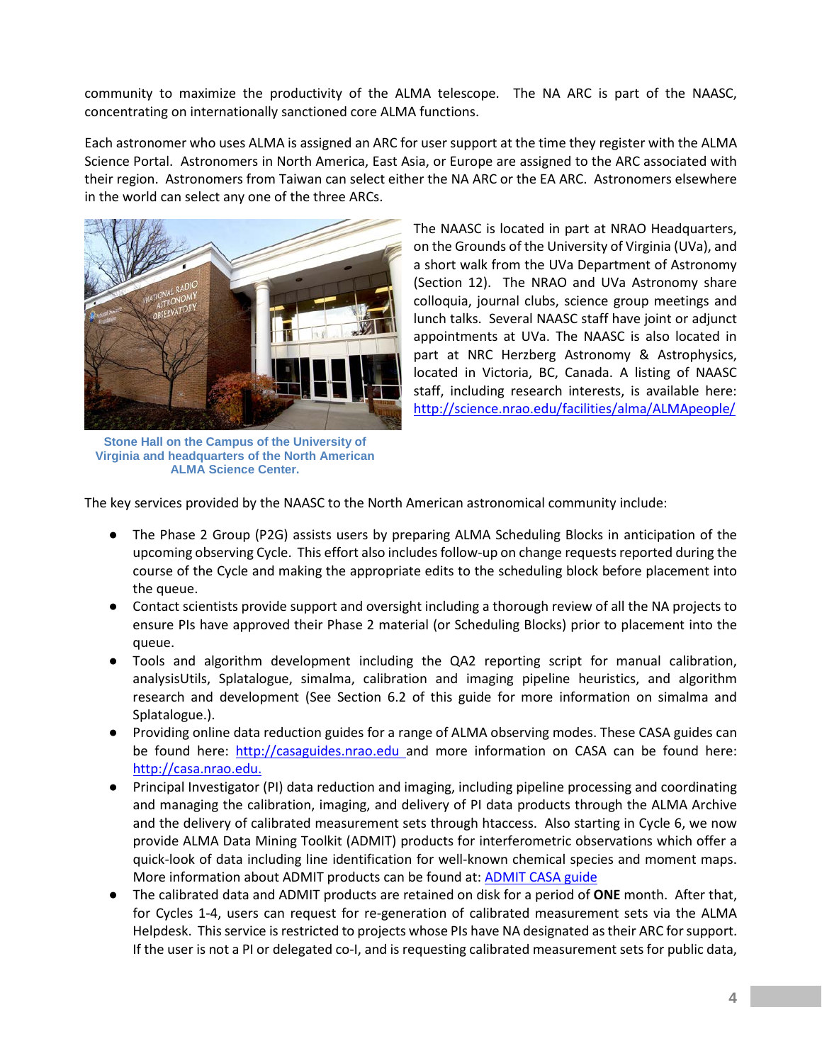community to maximize the productivity of the ALMA telescope. The NA ARC is part of the NAASC, concentrating on internationally sanctioned core ALMA functions.

Each astronomer who uses ALMA is assigned an ARC for user support at the time they register with the ALMA Science Portal. Astronomers in North America, East Asia, or Europe are assigned to the ARC associated with their region. Astronomers from Taiwan can select either the NA ARC or the EA ARC. Astronomers elsewhere in the world can select any one of the three ARCs.

The NAASC is located in part at NRAO Headquarters, on the Grounds of the University of Virginia (UVa), and a short walk from the UVa Department of Astronomy (Section 12). The NRAO and UVa Astronomy share colloquia, journal clubs, science group meetings and lunch talks. Several NAASC staff have joint or adjunct appointments at UVa. The NAASC is also located in part at NRC Herzberg Astronomy & Astrophysics, located in Victoria, BC, Canada. A listing of NAASC staff, including research interests, is available here: http://science.nrao.edu/facilities/alma/ALMApeople/

**Stone Hall on the Campus of the University of Virginia and headquarters of the North American ALMA Science Center.**

The key services provided by the NAASC to the North American astronomical community include:

- The Phase 2 Group (P2G) assists users by preparing ALMA Scheduling Blocks in anticipation of the upcoming observing Cycle. This effort also includes follow-up on change requests reported during the course of the Cycle and making the appropriate edits to the scheduling block before placement into the queue.
- Contact scientists provide support and oversight including a thorough review of all the NA projects to ensure PIs have approved their Phase 2 material (or Scheduling Blocks) prior to placement into the queue.
- Tools and algorithm development including the QA2 reporting script for manual calibration, analysisUtils, Splatalogue, simalma, calibration and imaging pipeline heuristics, and algorithm research and development (See Section 6.2 of this guide for more information on simalma and Splatalogue.).
- Providing online data reduction guides for a range of ALMA observing modes. These CASA guides can be found here: http://casaguides.nrao.edu and more information on CASA can be found here: http://casa.nrao.edu.
- Principal Investigator (PI) data reduction and imaging, including pipeline processing and coordinating and managing the calibration, imaging, and delivery of PI data products through the ALMA Archive and the delivery of calibrated measurement sets through htaccess. Also starting in Cycle 6, we now provide ALMA Data Mining Toolkit (ADMIT) products for interferometric observations which offer a quick-look of data including line identification for well-known chemical species and moment maps. More information about ADMIT products can be found at: ADMIT CASA guide
- The calibrated data and ADMIT products are retained on disk for a period of **ONE** month. After that, for Cycles 1-4, users can request for re-generation of calibrated measurement sets via the ALMA Helpdesk. This service is restricted to projects whose PIs have NA designated as their ARC for support. If the user is not a PI or delegated co-I, and is requesting calibrated measurement sets for public data,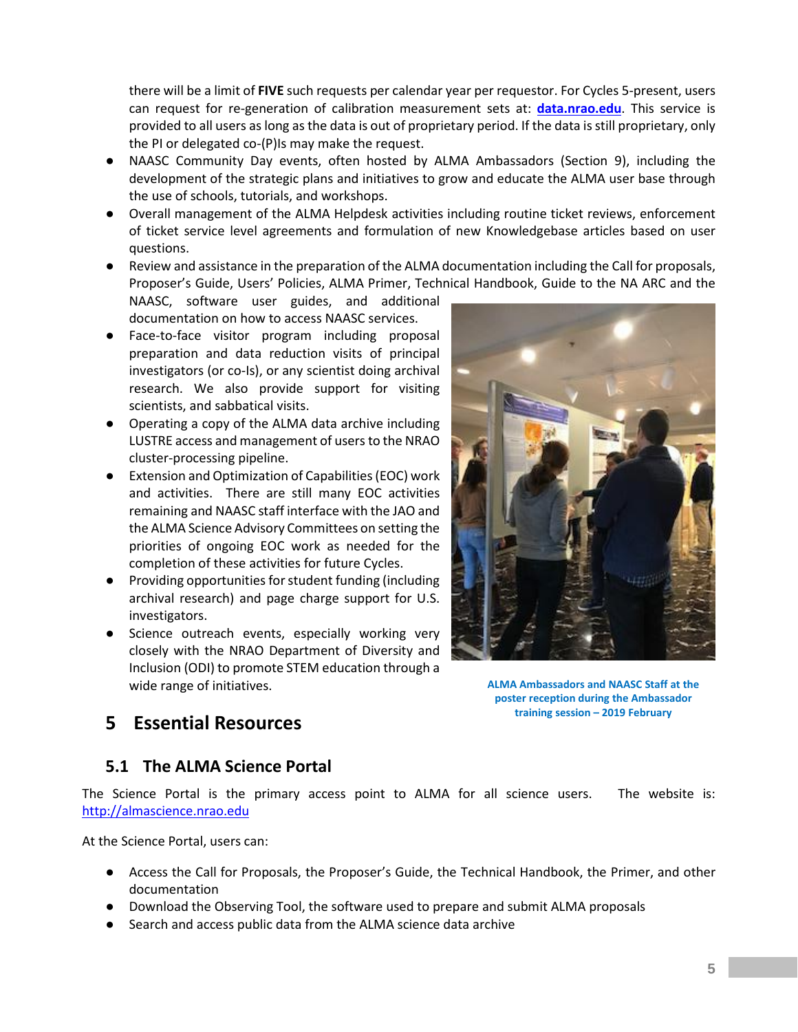there will be a limit of **FIVE** such requests per calendar year per requestor. For Cycles 5-present, users can request for re-generation of calibration measurement sets at: **[data.nrao.edu](data.nrao.edu)**. This service is provided to all users as long as the data is out of proprietary period. If the data is still proprietary, only the PI or delegated co-(P)Is may make the request.

- NAASC Community Day events, often hosted by ALMA Ambassadors (Section 9), including the development of the strategic plans and initiatives to grow and educate the ALMA user base through the use of schools, tutorials, and workshops.
- Overall management of the ALMA Helpdesk activities including routine ticket reviews, enforcement of ticket service level agreements and formulation of new Knowledgebase articles based on user questions.
- Review and assistance in the preparation of the ALMA documentation including the Call for proposals, Proposer's Guide, Users' Policies, ALMA Primer, Technical Handbook, Guide to the NA ARC and the NAASC, software user guides, and additional documentation on how to access NAASC services.
- Face-to-face visitor program including proposal preparation and data reduction visits of principal investigators (or co-Is), or any scientist doing archival research. We also provide support for visiting scientists, and sabbatical visits.
- Operating a copy of the ALMA data archive including LUSTRE access and management of users to the NRAO cluster-processing pipeline.
- Extension and Optimization of Capabilities (EOC) work and activities. There are still many EOC activities remaining and NAASC staff interface with the JAO and the ALMA Science Advisory Committees on setting the priorities of ongoing EOC work as needed for the completion of these activities for future Cycles.
- Providing opportunities for student funding (including archival research) and page charge support for U.S. investigators.
- Science outreach events, especially working very closely with the NRAO Department of Diversity and Inclusion (ODI) to promote STEM education through a wide range of initiatives.

**ALMA Ambassadors and NAASC Staff at the poster reception during the Ambassador training session – 2019 February**

# 5 Essential Resources

## 5.1 The ALMA Science Portal

The Science Portal is the primary access point to ALMA for all science users. The website is: [http://almascience.nrao.edu](http://almascience.nrao.edu)

At the Science Portal, users can:

- Access the Call for Proposals, the Proposer's Guide, the Technical Handbook, the Primer, and other documentation
- Download the Observing Tool, the software used to prepare and submit ALMA proposals
- Search and access public data from the ALMA science data archive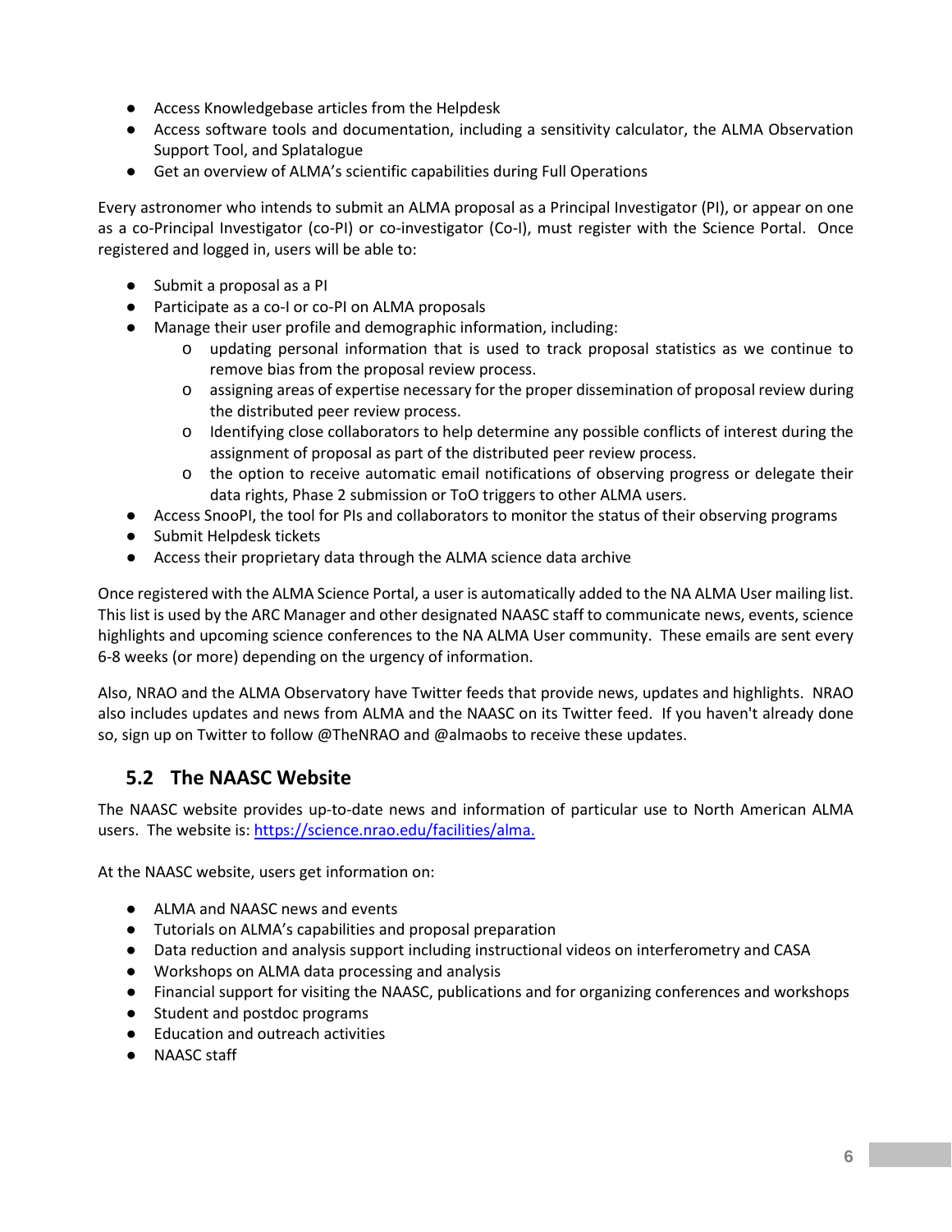- Access Knowledgebase articles from the Helpdesk
- Access software tools and documentation, including a sensitivity calculator, the ALMA Observation Support Tool, and Splatalogue
- Get an overview of ALMA's scientific capabilities during Full Operations

Every astronomer who intends to submit an ALMA proposal as a Principal Investigator (PI), or appear on one as a co-Principal Investigator (co-PI) or co-investigator (Co-I), must register with the Science Portal. Once registered and logged in, users will be able to:

- Submit a proposal as a PI
- Participate as a co-I or co-PI on ALMA proposals
- Manage their user profile and demographic information, including:
  - updating personal information that is used to track proposal statistics as we continue to remove bias from the proposal review process.
  - assigning areas of expertise necessary for the proper dissemination of proposal review during the distributed peer review process.
  - Identifying close collaborators to help determine any possible conflicts of interest during the assignment of proposal as part of the distributed peer review process.
  - the option to receive automatic email notifications of observing progress or delegate their data rights, Phase 2 submission or ToO triggers to other ALMA users.
- Access SnooPI, the tool for PIs and collaborators to monitor the status of their observing programs
- Submit Helpdesk tickets
- Access their proprietary data through the ALMA science data archive

Once registered with the ALMA Science Portal, a user is automatically added to the NA ALMA User mailing list. This list is used by the ARC Manager and other designated NAASC staff to communicate news, events, science highlights and upcoming science conferences to the NA ALMA User community. These emails are sent every 6-8 weeks (or more) depending on the urgency of information.

Also, NRAO and the ALMA Observatory have Twitter feeds that provide news, updates and highlights. NRAO also includes updates and news from ALMA and the NAASC on its Twitter feed. If you haven't already done so, sign up on Twitter to follow @TheNRAO and @almaobs to receive these updates.

## 5.2 The NAASC Website

The NAASC website provides up-to-date news and information of particular use to North American ALMA users. The website is: https://science.nrao.edu/facilities/alma.

At the NAASC website, users get information on:

- ALMA and NAASC news and events
- Tutorials on ALMA's capabilities and proposal preparation
- Data reduction and analysis support including instructional videos on interferometry and CASA
- Workshops on ALMA data processing and analysis
- Financial support for visiting the NAASC, publications and for organizing conferences and workshops
- Student and postdoc programs
- Education and outreach activities
- NAASC staff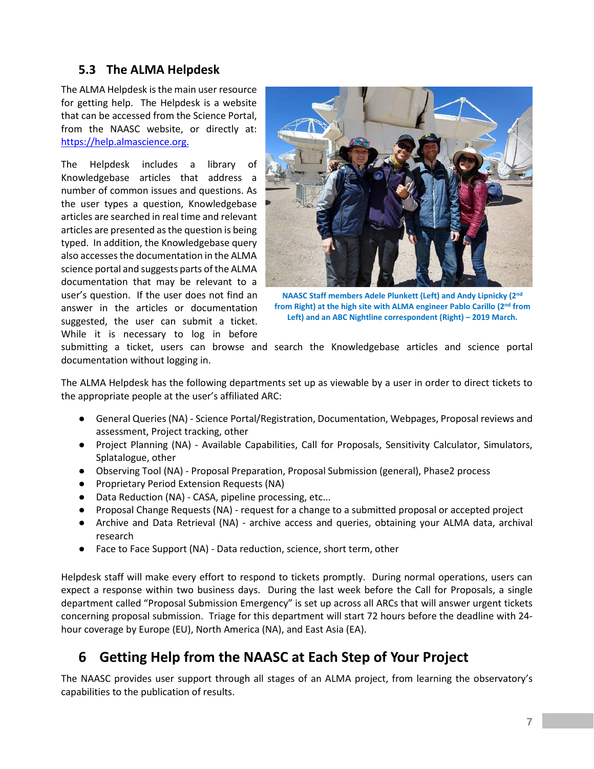## 5.3 The ALMA Helpdesk

The ALMA Helpdesk is the main user resource for getting help. The Helpdesk is a website that can be accessed from the Science Portal, from the NAASC website, or directly at: https://help.almascience.org.

The Helpdesk includes a library of Knowledgebase articles that address a number of common issues and questions. As the user types a question, Knowledgebase articles are searched in real time and relevant articles are presented as the question is being typed. In addition, the Knowledgebase query also accesses the documentation in the ALMA science portal and suggests parts of the ALMA documentation that may be relevant to a user's question. If the user does not find an answer in the articles or documentation suggested, the user can submit a ticket. While it is necessary to log in before submitting a ticket, users can browse and search the Knowledgebase articles and science portal documentation without logging in.

**NAASC Staff members Adele Plunkett (Left) and Andy Lipnicky (2nd from Right) at the high site with ALMA engineer Pablo Carillo (2nd from Left) and an ABC Nightline correspondent (Right) – 2019 March.**

The ALMA Helpdesk has the following departments set up as viewable by a user in order to direct tickets to the appropriate people at the user's affiliated ARC:

- General Queries (NA) - Science Portal/Registration, Documentation, Webpages, Proposal reviews and assessment, Project tracking, other
- Project Planning (NA) - Available Capabilities, Call for Proposals, Sensitivity Calculator, Simulators, Splatalogue, other
- Observing Tool (NA) - Proposal Preparation, Proposal Submission (general), Phase2 process
- Proprietary Period Extension Requests (NA)
- Data Reduction (NA) - CASA, pipeline processing, etc...
- Proposal Change Requests (NA) - request for a change to a submitted proposal or accepted project
- Archive and Data Retrieval (NA) - archive access and queries, obtaining your ALMA data, archival research
- Face to Face Support (NA) - Data reduction, science, short term, other

Helpdesk staff will make every effort to respond to tickets promptly. During normal operations, users can expect a response within two business days. During the last week before the Call for Proposals, a single department called "Proposal Submission Emergency" is set up across all ARCs that will answer urgent tickets concerning proposal submission. Triage for this department will start 72 hours before the deadline with 24-hour coverage by Europe (EU), North America (NA), and East Asia (EA).

# 6 Getting Help from the NAASC at Each Step of Your Project

The NAASC provides user support through all stages of an ALMA project, from learning the observatory's capabilities to the publication of results.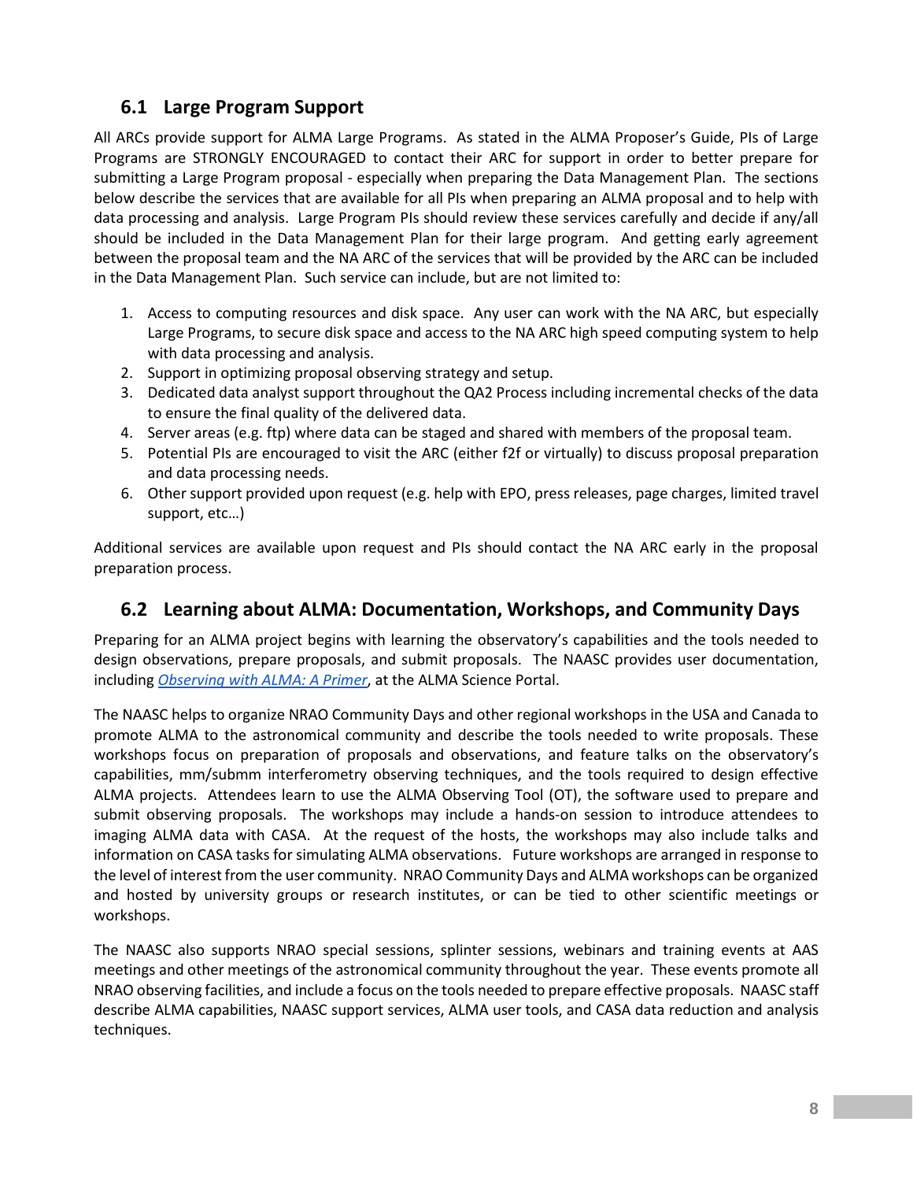## 6.1 Large Program Support

All ARCs provide support for ALMA Large Programs. As stated in the ALMA Proposer's Guide, PIs of Large Programs are STRONGLY ENCOURAGED to contact their ARC for support in order to better prepare for submitting a Large Program proposal - especially when preparing the Data Management Plan. The sections below describe the services that are available for all PIs when preparing an ALMA proposal and to help with data processing and analysis. Large Program PIs should review these services carefully and decide if any/all should be included in the Data Management Plan for their large program. And getting early agreement between the proposal team and the NA ARC of the services that will be provided by the ARC can be included in the Data Management Plan. Such service can include, but are not limited to:

1. Access to computing resources and disk space. Any user can work with the NA ARC, but especially Large Programs, to secure disk space and access to the NA ARC high speed computing system to help with data processing and analysis.
2. Support in optimizing proposal observing strategy and setup.
3. Dedicated data analyst support throughout the QA2 Process including incremental checks of the data to ensure the final quality of the delivered data.
4. Server areas (e.g. ftp) where data can be staged and shared with members of the proposal team.
5. Potential PIs are encouraged to visit the ARC (either f2f or virtually) to discuss proposal preparation and data processing needs.
6. Other support provided upon request (e.g. help with EPO, press releases, page charges, limited travel support, etc…)

Additional services are available upon request and PIs should contact the NA ARC early in the proposal preparation process.

## 6.2 Learning about ALMA: Documentation, Workshops, and Community Days

Preparing for an ALMA project begins with learning the observatory's capabilities and the tools needed to design observations, prepare proposals, and submit proposals. The NAASC provides user documentation, including *Observing with ALMA: A Primer*, at the ALMA Science Portal.

The NAASC helps to organize NRAO Community Days and other regional workshops in the USA and Canada to promote ALMA to the astronomical community and describe the tools needed to write proposals. These workshops focus on preparation of proposals and observations, and feature talks on the observatory's capabilities, mm/submm interferometry observing techniques, and the tools required to design effective ALMA projects. Attendees learn to use the ALMA Observing Tool (OT), the software used to prepare and submit observing proposals. The workshops may include a hands-on session to introduce attendees to imaging ALMA data with CASA. At the request of the hosts, the workshops may also include talks and information on CASA tasks for simulating ALMA observations. Future workshops are arranged in response to the level of interest from the user community. NRAO Community Days and ALMA workshops can be organized and hosted by university groups or research institutes, or can be tied to other scientific meetings or workshops.

The NAASC also supports NRAO special sessions, splinter sessions, webinars and training events at AAS meetings and other meetings of the astronomical community throughout the year. These events promote all NRAO observing facilities, and include a focus on the tools needed to prepare effective proposals. NAASC staff describe ALMA capabilities, NAASC support services, ALMA user tools, and CASA data reduction and analysis techniques.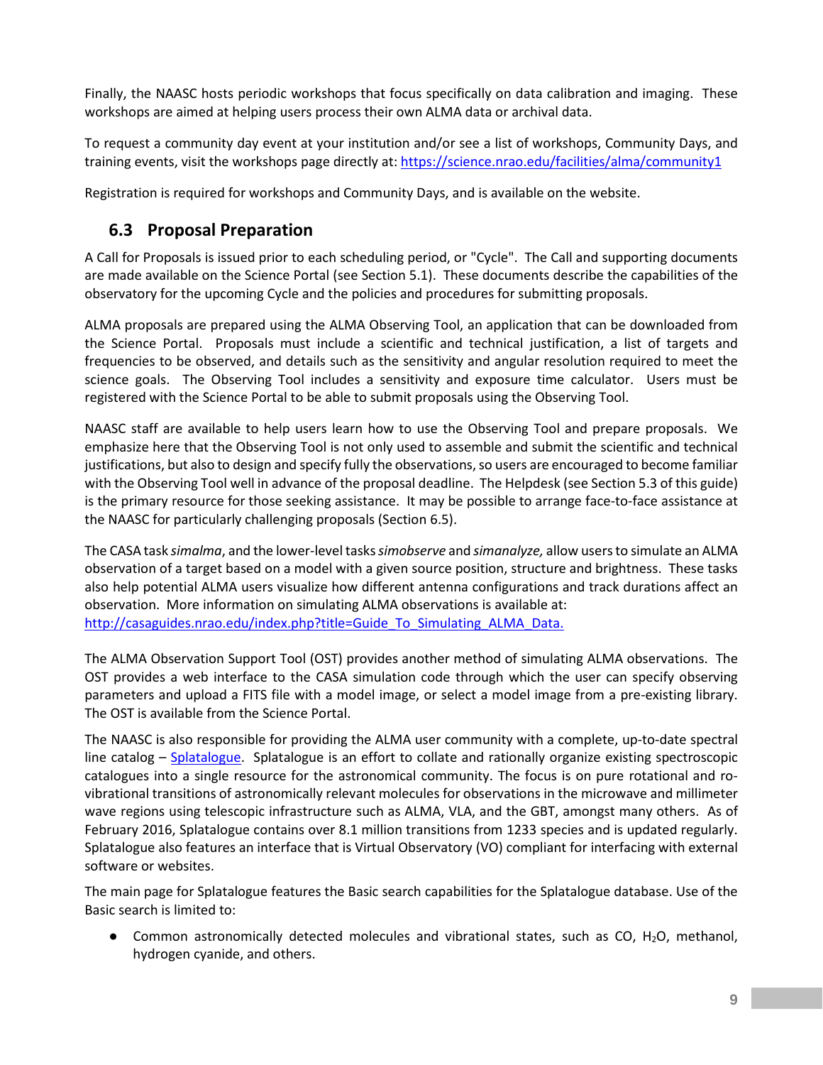Finally, the NAASC hosts periodic workshops that focus specifically on data calibration and imaging. These workshops are aimed at helping users process their own ALMA data or archival data.

To request a community day event at your institution and/or see a list of workshops, Community Days, and training events, visit the workshops page directly at: [https://science.nrao.edu/facilities/alma/community1](https://science.nrao.edu/facilities/alma/community1)

Registration is required for workshops and Community Days, and is available on the website.

## 6.3 Proposal Preparation

A Call for Proposals is issued prior to each scheduling period, or "Cycle". The Call and supporting documents are made available on the Science Portal (see Section 5.1). These documents describe the capabilities of the observatory for the upcoming Cycle and the policies and procedures for submitting proposals.

ALMA proposals are prepared using the ALMA Observing Tool, an application that can be downloaded from the Science Portal. Proposals must include a scientific and technical justification, a list of targets and frequencies to be observed, and details such as the sensitivity and angular resolution required to meet the science goals. The Observing Tool includes a sensitivity and exposure time calculator. Users must be registered with the Science Portal to be able to submit proposals using the Observing Tool.

NAASC staff are available to help users learn how to use the Observing Tool and prepare proposals. We emphasize here that the Observing Tool is not only used to assemble and submit the scientific and technical justifications, but also to design and specify fully the observations, so users are encouraged to become familiar with the Observing Tool well in advance of the proposal deadline. The Helpdesk (see Section 5.3 of this guide) is the primary resource for those seeking assistance. It may be possible to arrange face-to-face assistance at the NAASC for particularly challenging proposals (Section 6.5).

The CASA task *simalma*, and the lower-level tasks *simobserve* and *simanalyze,* allow users to simulate an ALMA observation of a target based on a model with a given source position, structure and brightness. These tasks also help potential ALMA users visualize how different antenna configurations and track durations affect an observation. More information on simulating ALMA observations is available at: [http://casaguides.nrao.edu/index.php?title=Guide_To_Simulating_ALMA_Data.](http://casaguides.nrao.edu/index.php?title=Guide_To_Simulating_ALMA_Data)

The ALMA Observation Support Tool (OST) provides another method of simulating ALMA observations. The OST provides a web interface to the CASA simulation code through which the user can specify observing parameters and upload a FITS file with a model image, or select a model image from a pre-existing library. The OST is available from the Science Portal.

The NAASC is also responsible for providing the ALMA user community with a complete, up-to-date spectral line catalog – [Splatalogue](). Splatalogue is an effort to collate and rationally organize existing spectroscopic catalogues into a single resource for the astronomical community. The focus is on pure rotational and ro-vibrational transitions of astronomically relevant molecules for observations in the microwave and millimeter wave regions using telescopic infrastructure such as ALMA, VLA, and the GBT, amongst many others. As of February 2016, Splatalogue contains over 8.1 million transitions from 1233 species and is updated regularly. Splatalogue also features an interface that is Virtual Observatory (VO) compliant for interfacing with external software or websites.

The main page for Splatalogue features the Basic search capabilities for the Splatalogue database. Use of the Basic search is limited to:

- Common astronomically detected molecules and vibrational states, such as CO, $H_2O$, methanol, hydrogen cyanide, and others.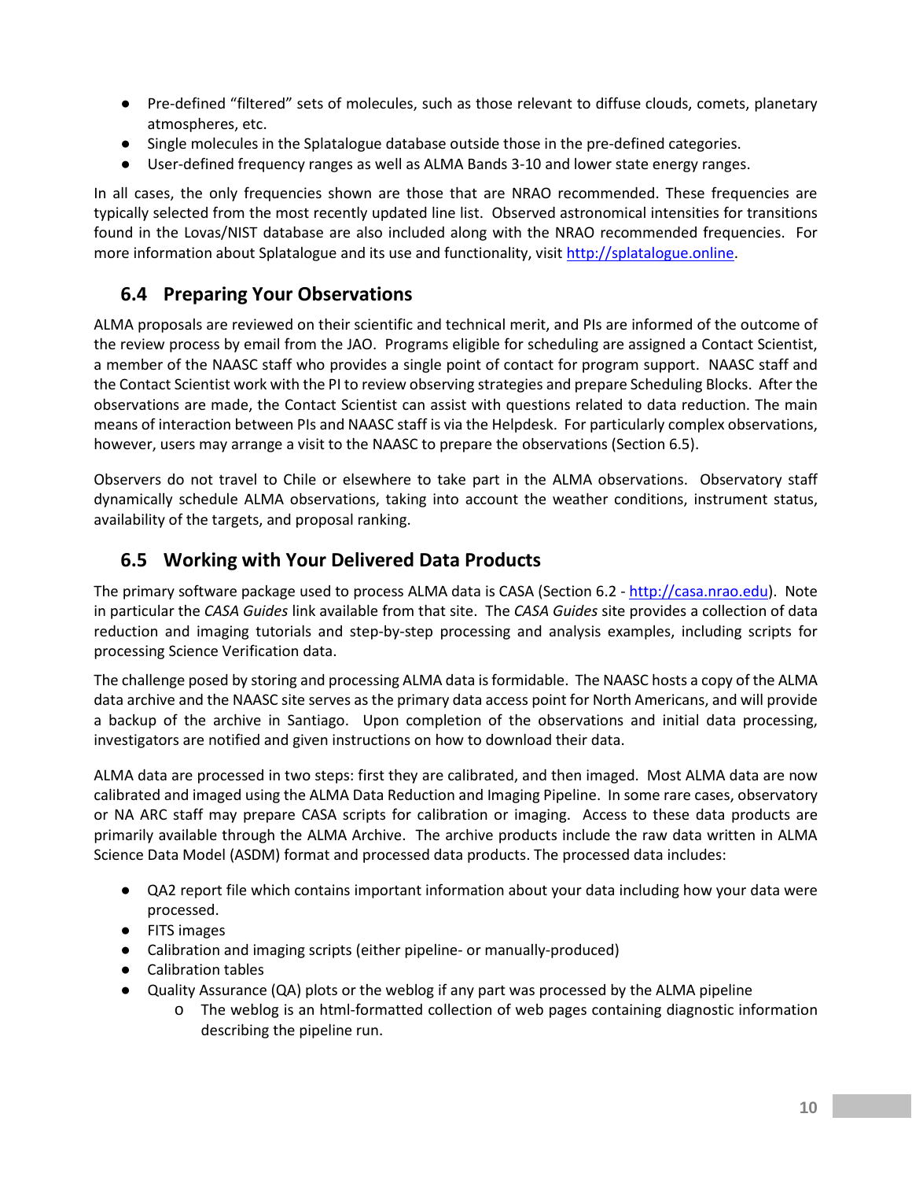- Pre-defined "filtered" sets of molecules, such as those relevant to diffuse clouds, comets, planetary atmospheres, etc.
- Single molecules in the Splatalogue database outside those in the pre-defined categories.
- User-defined frequency ranges as well as ALMA Bands 3-10 and lower state energy ranges.

In all cases, the only frequencies shown are those that are NRAO recommended. These frequencies are typically selected from the most recently updated line list. Observed astronomical intensities for transitions found in the Lovas/NIST database are also included along with the NRAO recommended frequencies. For more information about Splatalogue and its use and functionality, visit http://splatalogue.online.

## 6.4 Preparing Your Observations

ALMA proposals are reviewed on their scientific and technical merit, and PIs are informed of the outcome of the review process by email from the JAO. Programs eligible for scheduling are assigned a Contact Scientist, a member of the NAASC staff who provides a single point of contact for program support. NAASC staff and the Contact Scientist work with the PI to review observing strategies and prepare Scheduling Blocks. After the observations are made, the Contact Scientist can assist with questions related to data reduction. The main means of interaction between PIs and NAASC staff is via the Helpdesk. For particularly complex observations, however, users may arrange a visit to the NAASC to prepare the observations (Section 6.5).

Observers do not travel to Chile or elsewhere to take part in the ALMA observations. Observatory staff dynamically schedule ALMA observations, taking into account the weather conditions, instrument status, availability of the targets, and proposal ranking.

## 6.5 Working with Your Delivered Data Products

The primary software package used to process ALMA data is CASA (Section 6.2 - http://casa.nrao.edu). Note in particular the *CASA Guides* link available from that site. The *CASA Guides* site provides a collection of data reduction and imaging tutorials and step-by-step processing and analysis examples, including scripts for processing Science Verification data.

The challenge posed by storing and processing ALMA data is formidable. The NAASC hosts a copy of the ALMA data archive and the NAASC site serves as the primary data access point for North Americans, and will provide a backup of the archive in Santiago. Upon completion of the observations and initial data processing, investigators are notified and given instructions on how to download their data.

ALMA data are processed in two steps: first they are calibrated, and then imaged. Most ALMA data are now calibrated and imaged using the ALMA Data Reduction and Imaging Pipeline. In some rare cases, observatory or NA ARC staff may prepare CASA scripts for calibration or imaging. Access to these data products are primarily available through the ALMA Archive. The archive products include the raw data written in ALMA Science Data Model (ASDM) format and processed data products. The processed data includes:

- QA2 report file which contains important information about your data including how your data were processed.
- FITS images
- Calibration and imaging scripts (either pipeline- or manually-produced)
- Calibration tables
- Quality Assurance (QA) plots or the weblog if any part was processed by the ALMA pipeline
  - The weblog is an html-formatted collection of web pages containing diagnostic information describing the pipeline run.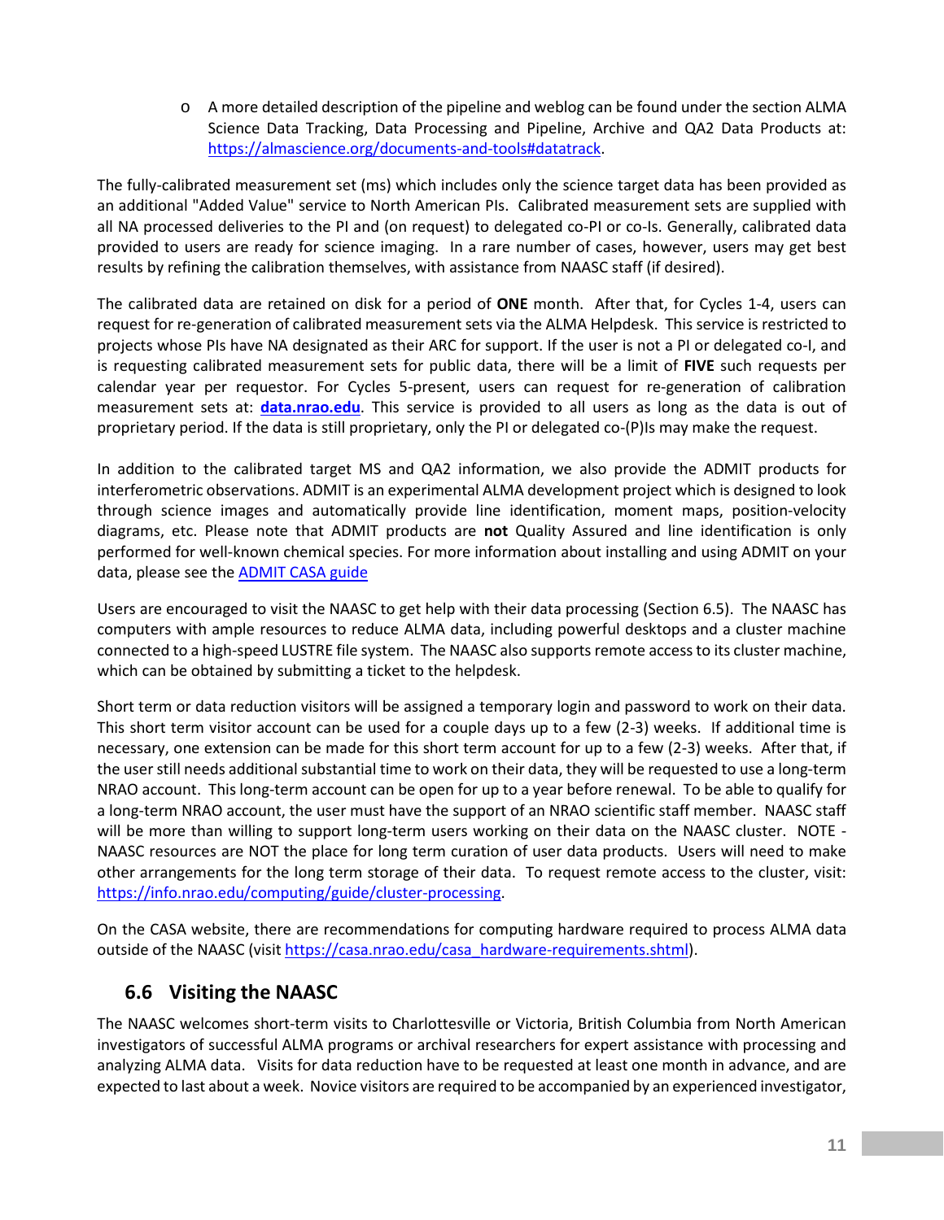- A more detailed description of the pipeline and weblog can be found under the section ALMA Science Data Tracking, Data Processing and Pipeline, Archive and QA2 Data Products at: https://almascience.org/documents-and-tools#datatrack.

The fully-calibrated measurement set (ms) which includes only the science target data has been provided as an additional "Added Value" service to North American PIs. Calibrated measurement sets are supplied with all NA processed deliveries to the PI and (on request) to delegated co-PI or co-Is. Generally, calibrated data provided to users are ready for science imaging. In a rare number of cases, however, users may get best results by refining the calibration themselves, with assistance from NAASC staff (if desired).

The calibrated data are retained on disk for a period of **ONE** month. After that, for Cycles 1-4, users can request for re-generation of calibrated measurement sets via the ALMA Helpdesk. This service is restricted to projects whose PIs have NA designated as their ARC for support. If the user is not a PI or delegated co-I, and is requesting calibrated measurement sets for public data, there will be a limit of **FIVE** such requests per calendar year per requestor. For Cycles 5-present, users can request for re-generation of calibration measurement sets at: **data.nrao.edu**. This service is provided to all users as long as the data is out of proprietary period. If the data is still proprietary, only the PI or delegated co-(P)Is may make the request.

In addition to the calibrated target MS and QA2 information, we also provide the ADMIT products for interferometric observations. ADMIT is an experimental ALMA development project which is designed to look through science images and automatically provide line identification, moment maps, position-velocity diagrams, etc. Please note that ADMIT products are **not** Quality Assured and line identification is only performed for well-known chemical species. For more information about installing and using ADMIT on your data, please see the ADMIT CASA guide

Users are encouraged to visit the NAASC to get help with their data processing (Section 6.5). The NAASC has computers with ample resources to reduce ALMA data, including powerful desktops and a cluster machine connected to a high-speed LUSTRE file system. The NAASC also supports remote access to its cluster machine, which can be obtained by submitting a ticket to the helpdesk.

Short term or data reduction visitors will be assigned a temporary login and password to work on their data. This short term visitor account can be used for a couple days up to a few (2-3) weeks. If additional time is necessary, one extension can be made for this short term account for up to a few (2-3) weeks. After that, if the user still needs additional substantial time to work on their data, they will be requested to use a long-term NRAO account. This long-term account can be open for up to a year before renewal. To be able to qualify for a long-term NRAO account, the user must have the support of an NRAO scientific staff member. NAASC staff will be more than willing to support long-term users working on their data on the NAASC cluster. NOTE - NAASC resources are NOT the place for long term curation of user data products. Users will need to make other arrangements for the long term storage of their data. To request remote access to the cluster, visit: https://info.nrao.edu/computing/guide/cluster-processing.

On the CASA website, there are recommendations for computing hardware required to process ALMA data outside of the NAASC (visit https://casa.nrao.edu/casa_hardware-requirements.shtml).

## 6.6 Visiting the NAASC

The NAASC welcomes short-term visits to Charlottesville or Victoria, British Columbia from North American investigators of successful ALMA programs or archival researchers for expert assistance with processing and analyzing ALMA data. Visits for data reduction have to be requested at least one month in advance, and are expected to last about a week. Novice visitors are required to be accompanied by an experienced investigator,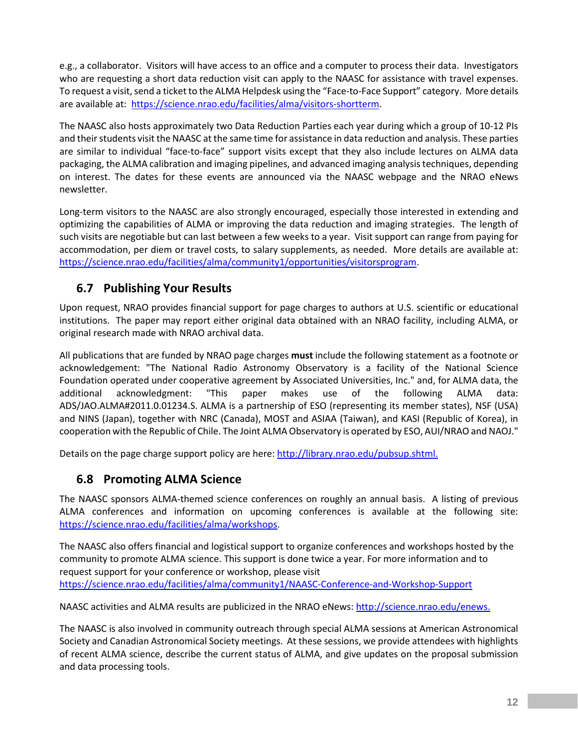e.g., a collaborator. Visitors will have access to an office and a computer to process their data. Investigators who are requesting a short data reduction visit can apply to the NAASC for assistance with travel expenses. To request a visit, send a ticket to the ALMA Helpdesk using the "Face-to-Face Support" category. More details are available at: https://science.nrao.edu/facilities/alma/visitors-shortterm.

The NAASC also hosts approximately two Data Reduction Parties each year during which a group of 10-12 PIs and their students visit the NAASC at the same time for assistance in data reduction and analysis. These parties are similar to individual "face-to-face" support visits except that they also include lectures on ALMA data packaging, the ALMA calibration and imaging pipelines, and advanced imaging analysis techniques, depending on interest. The dates for these events are announced via the NAASC webpage and the NRAO eNews newsletter.

Long-term visitors to the NAASC are also strongly encouraged, especially those interested in extending and optimizing the capabilities of ALMA or improving the data reduction and imaging strategies. The length of such visits are negotiable but can last between a few weeks to a year. Visit support can range from paying for accommodation, per diem or travel costs, to salary supplements, as needed. More details are available at: https://science.nrao.edu/facilities/alma/community1/opportunities/visitorsprogram.

## 6.7 Publishing Your Results

Upon request, NRAO provides financial support for page charges to authors at U.S. scientific or educational institutions. The paper may report either original data obtained with an NRAO facility, including ALMA, or original research made with NRAO archival data.

All publications that are funded by NRAO page charges **must** include the following statement as a footnote or acknowledgement: "The National Radio Astronomy Observatory is a facility of the National Science Foundation operated under cooperative agreement by Associated Universities, Inc." and, for ALMA data, the additional acknowledgment: "This paper makes use of the following ALMA data: ADS/JAO.ALMA#2011.0.01234.S. ALMA is a partnership of ESO (representing its member states), NSF (USA) and NINS (Japan), together with NRC (Canada), MOST and ASIAA (Taiwan), and KASI (Republic of Korea), in cooperation with the Republic of Chile. The Joint ALMA Observatory is operated by ESO, AUI/NRAO and NAOJ."

Details on the page charge support policy are here: http://library.nrao.edu/pubsup.shtml.

## 6.8 Promoting ALMA Science

The NAASC sponsors ALMA-themed science conferences on roughly an annual basis. A listing of previous ALMA conferences and information on upcoming conferences is available at the following site: https://science.nrao.edu/facilities/alma/workshops.

The NAASC also offers financial and logistical support to organize conferences and workshops hosted by the community to promote ALMA science. This support is done twice a year. For more information and to request support for your conference or workshop, please visit https://science.nrao.edu/facilities/alma/community1/NAASC-Conference-and-Workshop-Support

NAASC activities and ALMA results are publicized in the NRAO eNews: http://science.nrao.edu/enews.

The NAASC is also involved in community outreach through special ALMA sessions at American Astronomical Society and Canadian Astronomical Society meetings. At these sessions, we provide attendees with highlights of recent ALMA science, describe the current status of ALMA, and give updates on the proposal submission and data processing tools.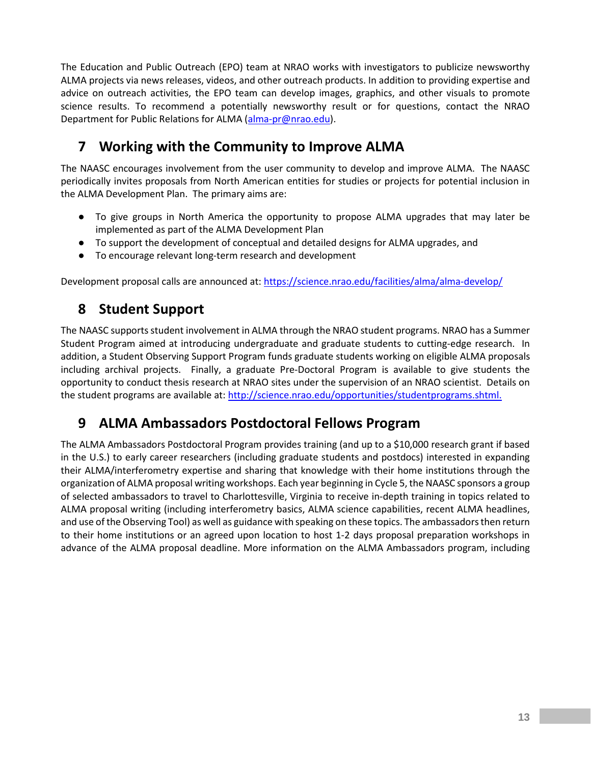The Education and Public Outreach (EPO) team at NRAO works with investigators to publicize newsworthy ALMA projects via news releases, videos, and other outreach products. In addition to providing expertise and advice on outreach activities, the EPO team can develop images, graphics, and other visuals to promote science results. To recommend a potentially newsworthy result or for questions, contact the NRAO Department for Public Relations for ALMA (alma-pr@nrao.edu).

## 7 Working with the Community to Improve ALMA

The NAASC encourages involvement from the user community to develop and improve ALMA. The NAASC periodically invites proposals from North American entities for studies or projects for potential inclusion in the ALMA Development Plan. The primary aims are:

- To give groups in North America the opportunity to propose ALMA upgrades that may later be implemented as part of the ALMA Development Plan
- To support the development of conceptual and detailed designs for ALMA upgrades, and
- To encourage relevant long-term research and development

Development proposal calls are announced at: https://science.nrao.edu/facilities/alma/alma-develop/

## 8 Student Support

The NAASC supports student involvement in ALMA through the NRAO student programs. NRAO has a Summer Student Program aimed at introducing undergraduate and graduate students to cutting-edge research. In addition, a Student Observing Support Program funds graduate students working on eligible ALMA proposals including archival projects. Finally, a graduate Pre-Doctoral Program is available to give students the opportunity to conduct thesis research at NRAO sites under the supervision of an NRAO scientist. Details on the student programs are available at: http://science.nrao.edu/opportunities/studentprograms.shtml.

## 9 ALMA Ambassadors Postdoctoral Fellows Program

The ALMA Ambassadors Postdoctoral Program provides training (and up to a $10,000 research grant if based in the U.S.) to early career researchers (including graduate students and postdocs) interested in expanding their ALMA/interferometry expertise and sharing that knowledge with their home institutions through the organization of ALMA proposal writing workshops. Each year beginning in Cycle 5, the NAASC sponsors a group of selected ambassadors to travel to Charlottesville, Virginia to receive in-depth training in topics related to ALMA proposal writing (including interferometry basics, ALMA science capabilities, recent ALMA headlines, and use of the Observing Tool) as well as guidance with speaking on these topics. The ambassadors then return to their home institutions or an agreed upon location to host 1-2 days proposal preparation workshops in advance of the ALMA proposal deadline. More information on the ALMA Ambassadors program, including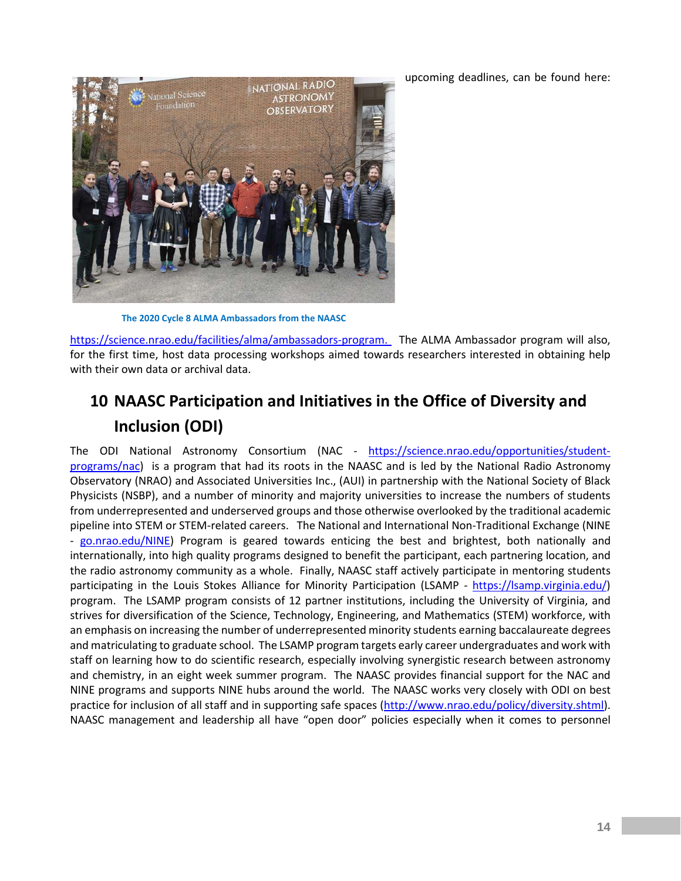upcoming deadlines, can be found here:

The 2020 Cycle 8 ALMA Ambassadors from the NAASC

https://science.nrao.edu/facilities/alma/ambassadors-program. The ALMA Ambassador program will also, for the first time, host data processing workshops aimed towards researchers interested in obtaining help with their own data or archival data.

# 10 NAASC Participation and Initiatives in the Office of Diversity and Inclusion (ODI)

The ODI National Astronomy Consortium (NAC - https://science.nrao.edu/opportunities/student-programs/nac) is a program that had its roots in the NAASC and is led by the National Radio Astronomy Observatory (NRAO) and Associated Universities Inc., (AUI) in partnership with the National Society of Black Physicists (NSBP), and a number of minority and majority universities to increase the numbers of students from underrepresented and underserved groups and those otherwise overlooked by the traditional academic pipeline into STEM or STEM-related careers. The National and International Non-Traditional Exchange (NINE - go.nrao.edu/NINE) Program is geared towards enticing the best and brightest, both nationally and internationally, into high quality programs designed to benefit the participant, each partnering location, and the radio astronomy community as a whole. Finally, NAASC staff actively participate in mentoring students participating in the Louis Stokes Alliance for Minority Participation (LSAMP - https://lsamp.virginia.edu/) program. The LSAMP program consists of 12 partner institutions, including the University of Virginia, and strives for diversification of the Science, Technology, Engineering, and Mathematics (STEM) workforce, with an emphasis on increasing the number of underrepresented minority students earning baccalaureate degrees and matriculating to graduate school. The LSAMP program targets early career undergraduates and work with staff on learning how to do scientific research, especially involving synergistic research between astronomy and chemistry, in an eight week summer program. The NAASC provides financial support for the NAC and NINE programs and supports NINE hubs around the world. The NAASC works very closely with ODI on best practice for inclusion of all staff and in supporting safe spaces (http://www.nrao.edu/policy/diversity.shtml). NAASC management and leadership all have "open door" policies especially when it comes to personnel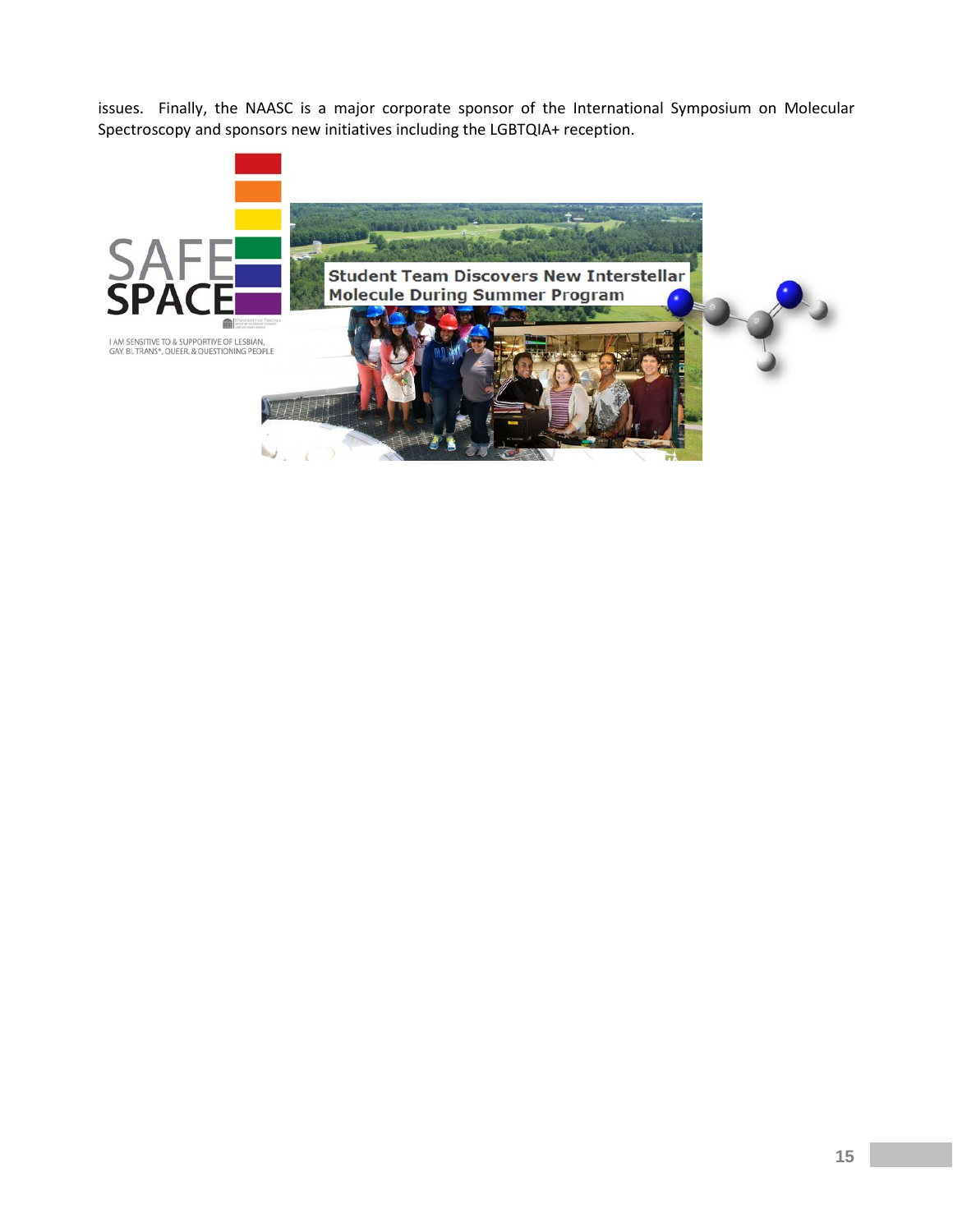issues. Finally, the NAASC is a major corporate sponsor of the International Symposium on Molecular Spectroscopy and sponsors new initiatives including the LGBTQIA+ reception.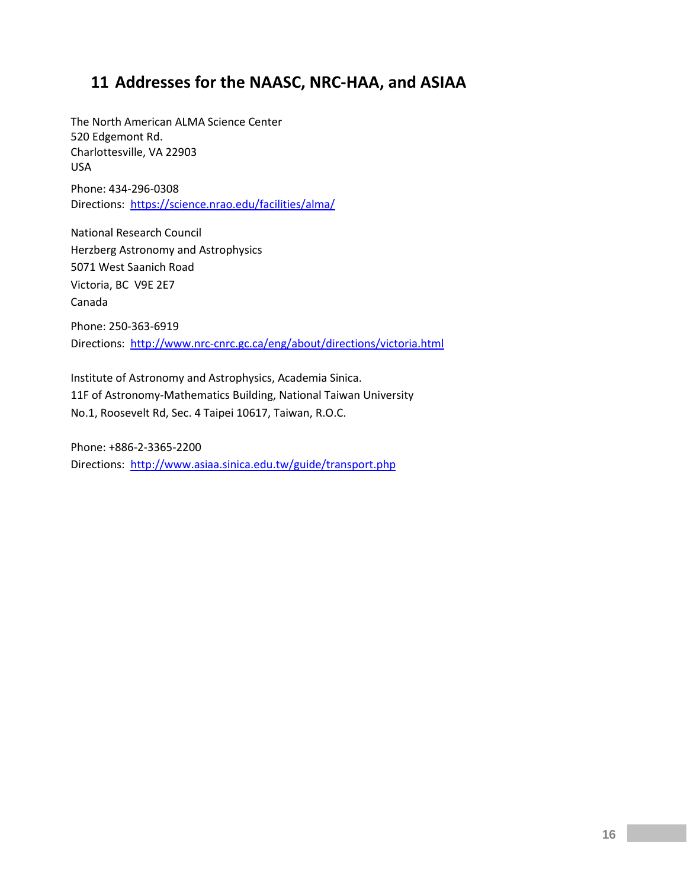## 11 Addresses for the NAASC, NRC-HAA, and ASIAA

The North American ALMA Science Center
520 Edgemont Rd.
Charlottesville, VA 22903
USA

Phone: 434-296-0308
Directions: https://science.nrao.edu/facilities/alma/

National Research Council
Herzberg Astronomy and Astrophysics
5071 West Saanich Road
Victoria, BC V9E 2E7
Canada

Phone: 250-363-6919
Directions: http://www.nrc-cnrc.gc.ca/eng/about/directions/victoria.html

Institute of Astronomy and Astrophysics, Academia Sinica.
11F of Astronomy-Mathematics Building, National Taiwan University
No.1, Roosevelt Rd, Sec. 4 Taipei 10617, Taiwan, R.O.C.

Phone: +886-2-3365-2200
Directions: http://www.asiaa.sinica.edu.tw/guide/transport.php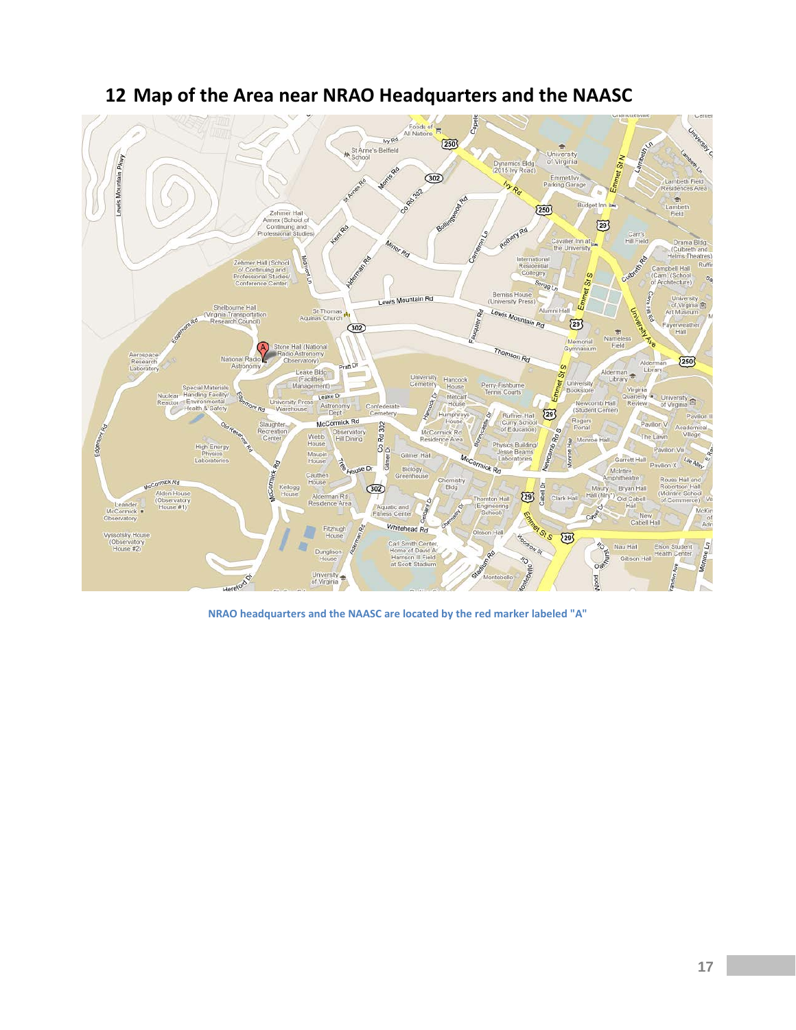# 12 Map of the Area near NRAO Headquarters and the NAASC

NRAO headquarters and the NAASC are located by the red marker labeled "A"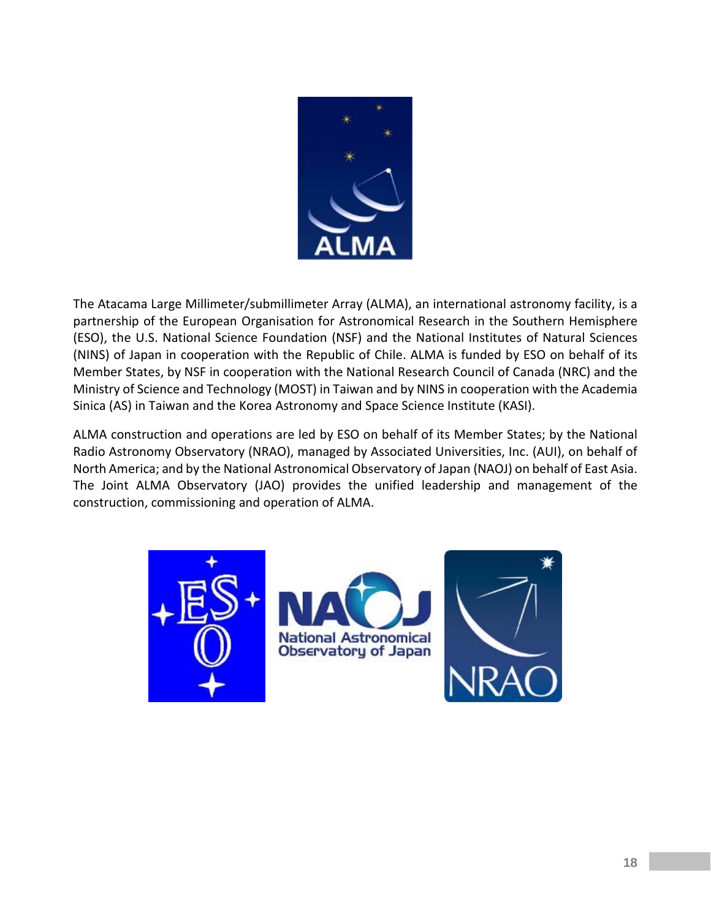The Atacama Large Millimeter/submillimeter Array (ALMA), an international astronomy facility, is a partnership of the European Organisation for Astronomical Research in the Southern Hemisphere (ESO), the U.S. National Science Foundation (NSF) and the National Institutes of Natural Sciences (NINS) of Japan in cooperation with the Republic of Chile. ALMA is funded by ESO on behalf of its Member States, by NSF in cooperation with the National Research Council of Canada (NRC) and the Ministry of Science and Technology (MOST) in Taiwan and by NINS in cooperation with the Academia Sinica (AS) in Taiwan and the Korea Astronomy and Space Science Institute (KASI).

ALMA construction and operations are led by ESO on behalf of its Member States; by the National Radio Astronomy Observatory (NRAO), managed by Associated Universities, Inc. (AUI), on behalf of North America; and by the National Astronomical Observatory of Japan (NAOJ) on behalf of East Asia. The Joint ALMA Observatory (JAO) provides the unified leadership and management of the construction, commissioning and operation of ALMA.